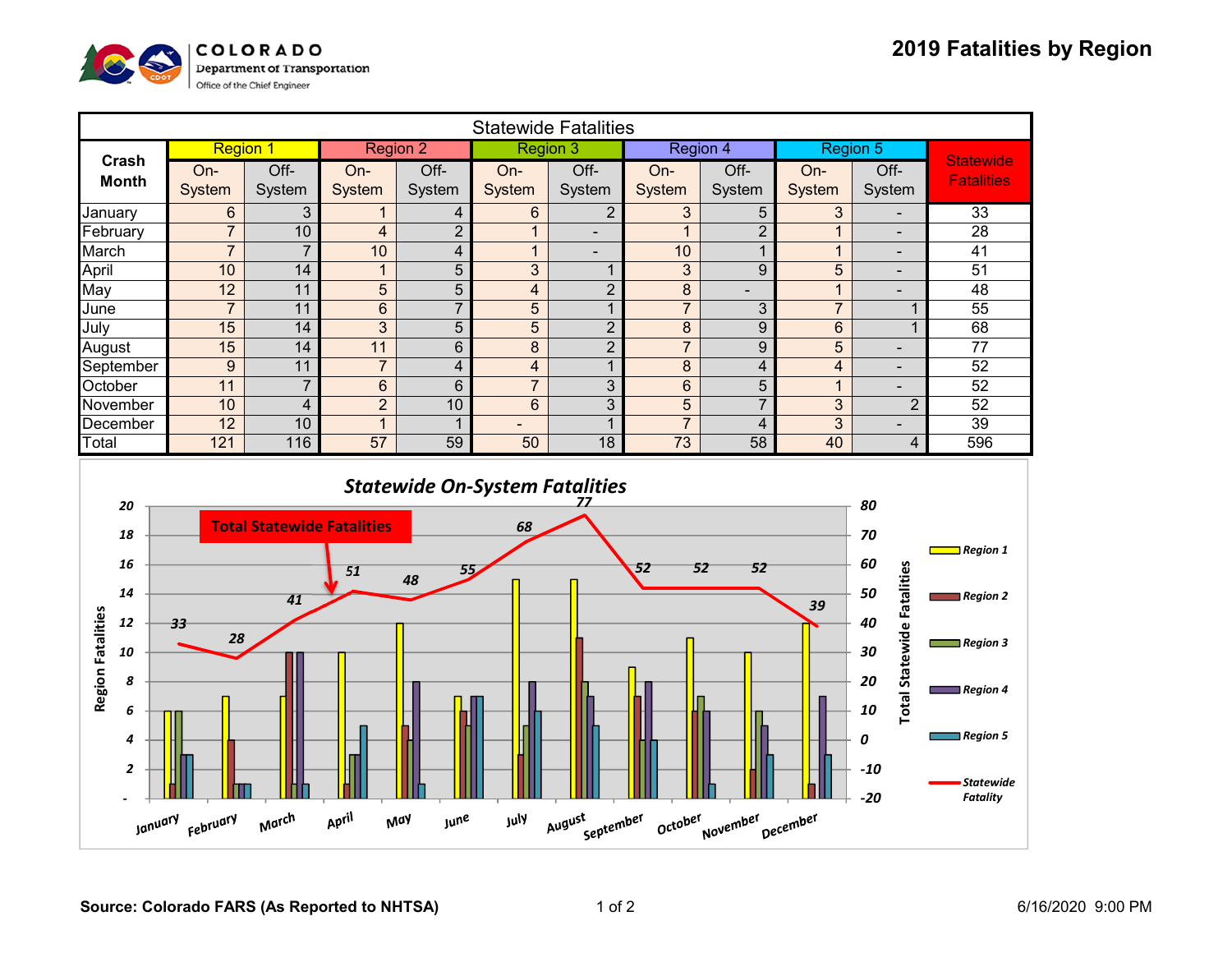COLORADO
Department of Transportation
Office of the Chief Engineer

# 2019 Fatalities by Region

| Statewide Fatalities | | | | | | | | | | | |
|---|---|---|---|---|---|---|---|---|---|---|---|
| **Crash Month** | Region 1 | | Region 2 | | Region 3 | | Region 4 | | Region 5 | | Statewide Fatalities |
| | On-System | Off-System | On-System | Off-System | On-System | Off-System | On-System | Off-System | On-System | Off-System | |
| January | 6 | 3 | 1 | 4 | 6 | 2 | 3 | 5 | 3 | - | 33 |
| February | 7 | 10 | 4 | 2 | 1 | - | 1 | 2 | 1 | - | 28 |
| March | 7 | 7 | 10 | 4 | 1 | - | 10 | 1 | 1 | - | 41 |
| April | 10 | 14 | 1 | 5 | 3 | 1 | 3 | 9 | 5 | - | 51 |
| May | 12 | 11 | 5 | 5 | 4 | 2 | 8 | - | 1 | - | 48 |
| June | 7 | 11 | 6 | 7 | 5 | 1 | 7 | 3 | 7 | 1 | 55 |
| July | 15 | 14 | 3 | 5 | 5 | 2 | 8 | 9 | 6 | 1 | 68 |
| August | 15 | 14 | 11 | 6 | 8 | 2 | 7 | 9 | 5 | - | 77 |
| September | 9 | 11 | 7 | 4 | 4 | 1 | 8 | 4 | 4 | - | 52 |
| October | 11 | 7 | 6 | 6 | 7 | 3 | 6 | 5 | 1 | - | 52 |
| November | 10 | 4 | 2 | 10 | 6 | 3 | 5 | 7 | 3 | 2 | 52 |
| December | 12 | 10 | 1 | 1 | - | 1 | 7 | 4 | 3 | - | 39 |
| Total | 121 | 116 | 57 | 59 | 50 | 18 | 73 | 58 | 40 | 4 | 596 |

## *Statewide On-System Fatalities*

| Month | Region 1 | Region 2 | Region 3 | Region 4 | Region 5 | Statewide Fatality |
|---|---|---|---|---|---|---|
| January | 6 | 1 | 6 | 3 | 3 | 33 |
| February | 7 | 4 | 1 | 1 | 1 | 28 |
| March | 7 | 10 | 1 | 10 | 1 | 41 |
| April | 10 | 1 | 3 | 3 | 5 | 51 |
| May | 12 | 5 | 4 | 8 | 1 | 48 |
| June | 7 | 6 | 5 | 7 | 7 | 55 |
| July | 15 | 3 | 5 | 8 | 6 | 68 |
| August | 15 | 11 | 8 | 7 | 5 | 77 |
| September | 9 | 7 | 4 | 8 | 4 | 52 |
| October | 11 | 6 | 7 | 6 | 1 | 52 |
| November | 10 | 2 | 6 | 5 | 3 | 52 |
| December | 12 | 1 | - | 7 | 3 | 39 |

Total Statewide Fatalities

Source: Colorado FARS (As Reported to NHTSA)

6/16/2020 9:00 PM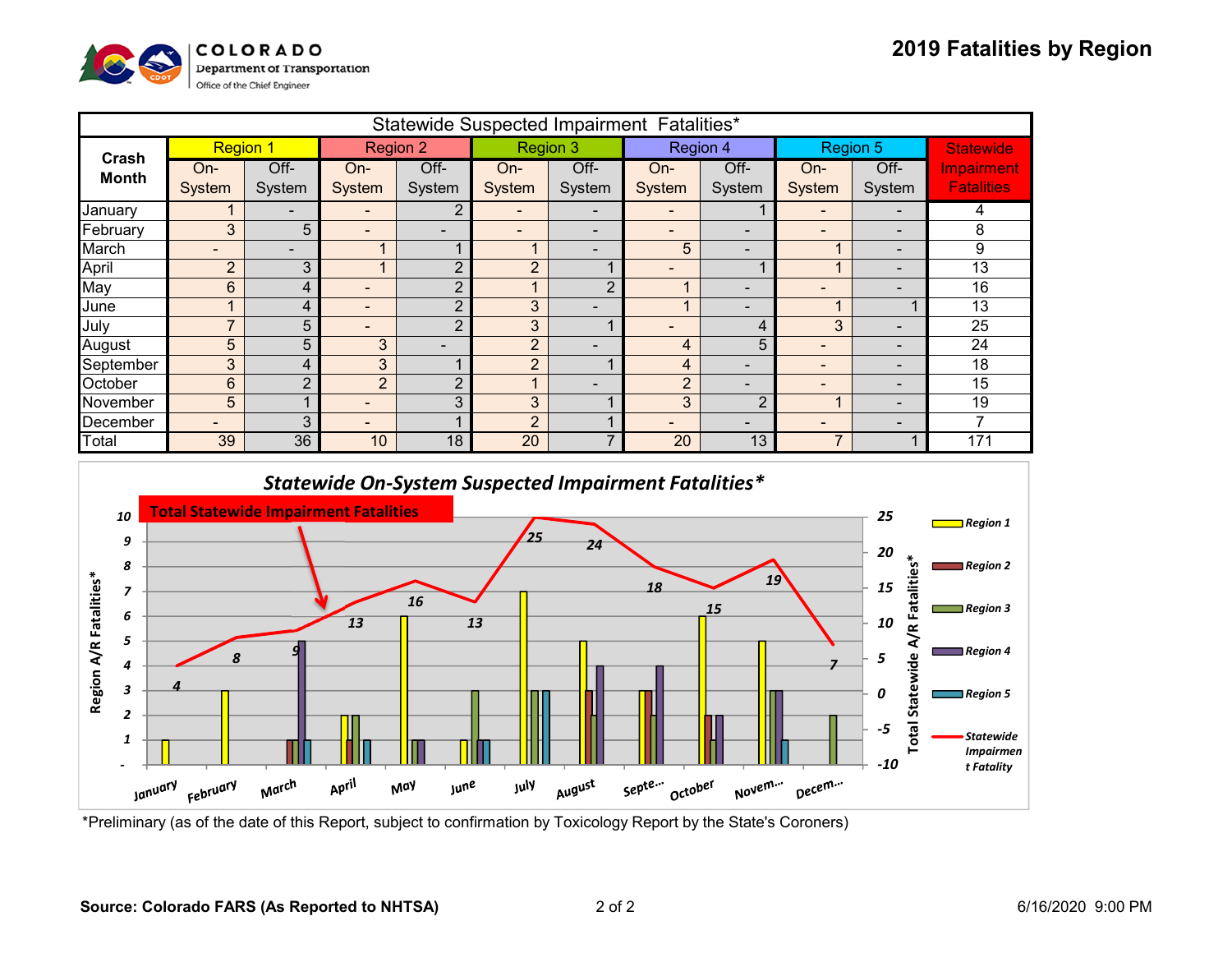# 2019 Fatalities by Region

COLORADO Department of Transportation
Office of the Chief Engineer

| Statewide Suspected Impairment Fatalities* | | | | | | | | | | | |
|---|---|---|---|---|---|---|---|---|---|---|---|
| Crash Month | Region 1 | | Region 2 | | Region 3 | | Region 4 | | Region 5 | | Statewide Impairment Fatalities |
| | On-System | Off-System | On-System | Off-System | On-System | Off-System | On-System | Off-System | On-System | Off-System | |
| January | 1 | - | - | 2 | - | - | - | 1 | - | - | 4 |
| February | 3 | 5 | - | - | - | - | - | - | - | - | 8 |
| March | - | - | 1 | 1 | 1 | - | 5 | - | 1 | - | 9 |
| April | 2 | 3 | 1 | 2 | 2 | 1 | - | 1 | 1 | - | 13 |
| May | 6 | 4 | - | 2 | 1 | 2 | 1 | - | - | - | 16 |
| June | 1 | 4 | - | 2 | 3 | - | 1 | - | 1 | 1 | 13 |
| July | 7 | 5 | - | 2 | 3 | 1 | - | 4 | 3 | - | 25 |
| August | 5 | 5 | 3 | - | 2 | - | 4 | 5 | - | - | 24 |
| September | 3 | 4 | 3 | 1 | 2 | 1 | 4 | - | - | - | 18 |
| October | 6 | 2 | 2 | 2 | 1 | - | 2 | - | - | - | 15 |
| November | 5 | 1 | - | 3 | 3 | 1 | 3 | 2 | 1 | - | 19 |
| December | - | 3 | - | 1 | 2 | 1 | - | - | - | - | 7 |
| Total | 39 | 36 | 10 | 18 | 20 | 7 | 20 | 13 | 7 | 1 | 171 |

***Statewide On-System Suspected Impairment Fatalities****

Total Statewide Impairment Fatalities

Region A/R Fatalities*

Total Statewide A/R Fatalities*

10, 9, 8, 7, 6, 5, 4, 3, 2, 1, -

25, 20, 15, 10, 5, 0, -5, -10

4, 8, 9, 13, 16, 13, 25, 24, 18, 15, 19, 7

January, February, March, April, May, June, July, August, Septe..., October, Novem..., Decem...

Region 1, Region 2, Region 3, Region 4, Region 5, Statewide Impairment Fatality

*Preliminary (as of the date of this Report, subject to confirmation by Toxicology Report by the State's Coroners)

**Source: Colorado FARS (As Reported to NHTSA)**

6/16/2020 9:00 PM